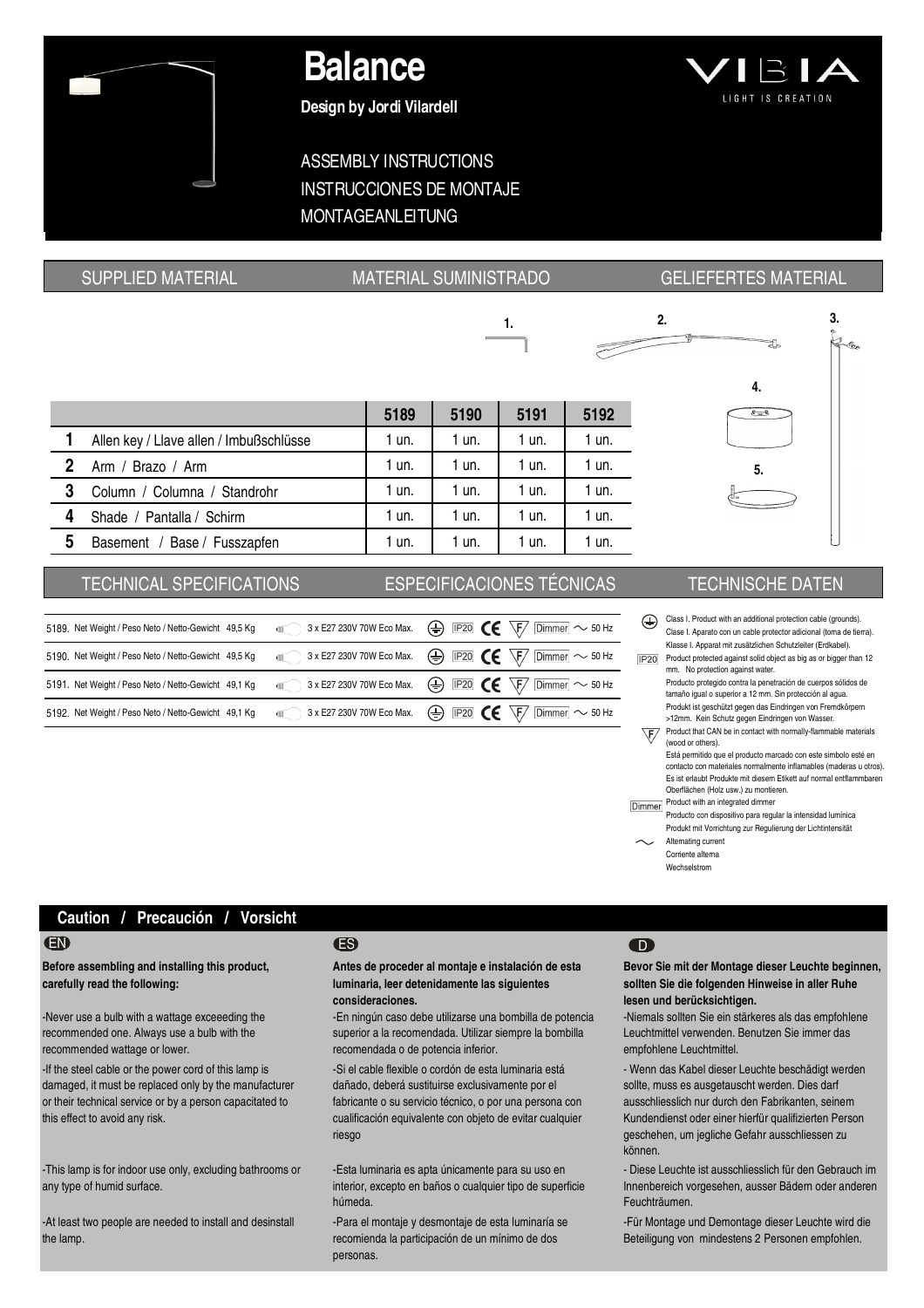# Balance

**Design by Jordi Vilardell**

VIBIA
LIGHT IS CREATION

ASSEMBLY INSTRUCTIONS
INSTRUCCIONES DE MONTAJE
MONTAGEANLEITUNG

## SUPPLIED MATERIAL / MATERIAL SUMINISTRADO / GELIEFERTES MATERIAL

| | | 5189 | 5190 | 5191 | 5192 |
|---|---|---|---|---|---|
| **1** | Allen key / Llave allen / Imbußschlüsse | 1 un. | 1 un. | 1 un. | 1 un. |
| **2** | Arm / Brazo / Arm | 1 un. | 1 un. | 1 un. | 1 un. |
| **3** | Column / Columna / Standrohr | 1 un. | 1 un. | 1 un. | 1 un. |
| **4** | Shade / Pantalla / Schirm | 1 un. | 1 un. | 1 un. | 1 un. |
| **5** | Basement / Base / Fusszapfen | 1 un. | 1 un. | 1 un. | 1 un. |

## TECHNICAL SPECIFICATIONS / ESPECIFICACIONES TÉCNICAS / TECHNISCHE DATEN

| | | |
|---|---|---|
| 5189. Net Weight / Peso Neto / Netto-Gewicht 49,5 Kg | 3 x E27 230V 70W Eco Max. | IP20 CE F Dimmer ~ 50 Hz |
| 5190. Net Weight / Peso Neto / Netto-Gewicht 49,5 Kg | 3 x E27 230V 70W Eco Max. | IP20 CE F Dimmer ~ 50 Hz |
| 5191. Net Weight / Peso Neto / Netto-Gewicht 49,1 Kg | 3 x E27 230V 70W Eco Max. | IP20 CE F Dimmer ~ 50 Hz |
| 5192. Net Weight / Peso Neto / Netto-Gewicht 49,1 Kg | 3 x E27 230V 70W Eco Max. | IP20 CE F Dimmer ~ 50 Hz |

- Class I. Product with an additional protection cable (grounds).
  Clase I. Aparato con un cable protector adicional (toma de tierra).
  Klasse I. Apparat mit zusätzlichen Schutzleiter (Erdkabel).
- IP20: Product protected against solid object as big as or bigger than 12 mm. No protection against water.
  Producto protegido contra la penetración de cuerpos sólidos de tamaño igual o superior a 12 mm. Sin protección al agua.
  Produkt ist geschützt gegen das Eindringen von Fremdkörpern >12mm. Kein Schutz gegen Eindringen von Wasser.
- F: Product that CAN be in contact with normally-flammable materials (wood or others).
  Está permitido que el producto marcado con este simbolo esté en contacto con materiales normalmente inflamables (maderas u otros).
  Es ist erlaubt Produkte mit diesem Etikett auf normal entflammbaren Oberflächen (Holz usw.) zu montieren.
- Dimmer: Product with an integrated dimmer
  Producto con dispositivo para regular la intensidad lumínica
  Produkt mit Vorrichtung zur Regulierung der Lichtintensität
- ~: Alternating current
  Corriente alterna
  Wechselstrom

## Caution / Precaución / Vorsicht

**EN**

**Before assembling and installing this product, carefully read the following:**

-Never use a bulb with a wattage exceeeding the recommended one. Always use a bulb with the recommended wattage or lower.

-If the steel cable or the power cord of this lamp is damaged, it must be replaced only by the manufacturer or their technical service or by a person capacitated to this effect to avoid any risk.

-This lamp is for indoor use only, excluding bathrooms or any type of humid surface.

-At least two people are needed to install and desinstall the lamp.

**ES**

**Antes de proceder al montaje e instalación de esta luminaria, leer detenidamente las siguientes consideraciones.**

-En ningún caso debe utilizarse una bombilla de potencia superior a la recomendada. Utilizar siempre la bombilla recomendada o de potencia inferior.

-Si el cable flexible o cordón de esta luminaria está dañado, deberá sustituirse exclusivamente por el fabricante o su servicio técnico, o por una persona con cualificación equivalente con objeto de evitar cualquier riesgo

-Esta luminaria es apta únicamente para su uso en interior, excepto en baños o cualquier tipo de superficie húmeda.

-Para el montaje y desmontaje de esta luminaría se recomienda la participación de un mínimo de dos personas.

**D**

**Bevor Sie mit der Montage dieser Leuchte beginnen, sollten Sie die folgenden Hinweise in aller Ruhe lesen und berücksichtigen.**

-Niemals sollten Sie ein stärkeres als das empfohlene Leuchtmittel verwenden. Benutzen Sie immer das empfohlene Leuchtmittel.

- Wenn das Kabel dieser Leuchte beschädigt werden sollte, muss es ausgetauscht werden. Dies darf ausschliesslich nur durch den Fabrikanten, seinem Kundendienst oder einer hierfür qualifizierten Person geschehen, um jegliche Gefahr ausschliessen zu können.

- Diese Leuchte ist ausschliesslich für den Gebrauch im Innenbereich vorgesehen, ausser Bädern oder anderen Feuchträumen.

-Für Montage und Demontage dieser Leuchte wird die Beteiligung von mindestens 2 Personen empfohlen.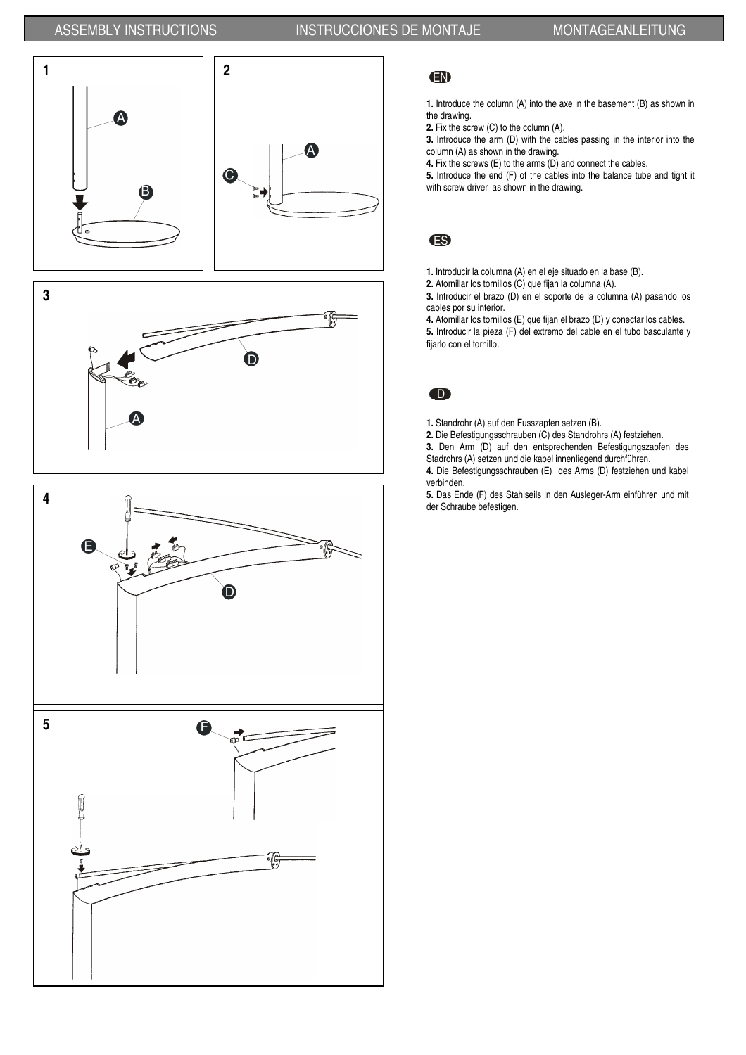# ASSEMBLY INSTRUCTIONS — INSTRUCCIONES DE MONTAJE — MONTAGEANLEITUNG

## EN

**1.** Introduce the column (A) into the axe in the basement (B) as shown in the drawing.
**2.** Fix the screw (C) to the column (A).
**3.** Introduce the arm (D) with the cables passing in the interior into the column (A) as shown in the drawing.
**4.** Fix the screws (E) to the arms (D) and connect the cables.
**5.** Introduce the end (F) of the cables into the balance tube and tight it with screw driver as shown in the drawing.

## ES

**1.** Introducir la columna (A) en el eje situado en la base (B).
**2.** Atornillar los tornillos (C) que fijan la columna (A).
**3.** Introducir el brazo (D) en el soporte de la columna (A) pasando los cables por su interior.
**4.** Atornillar los tornillos (E) que fijan el brazo (D) y conectar los cables.
**5.** Introducir la pieza (F) del extremo del cable en el tubo basculante y fijarlo con el tornillo.

## D

**1.** Standrohr (A) auf den Fusszapfen setzen (B).
**2.** Die Befestigungsschrauben (C) des Standrohrs (A) festziehen.
**3.** Den Arm (D) auf den entsprechenden Befestigungszapfen des Stadrohrs (A) setzen und die kabel innenliegend durchführen.
**4.** Die Befestigungsschrauben (E) des Arms (D) festziehen und kabel verbinden.
**5.** Das Ende (F) des Stahlseils in den Ausleger-Arm einführen und mit der Schraube befestigen.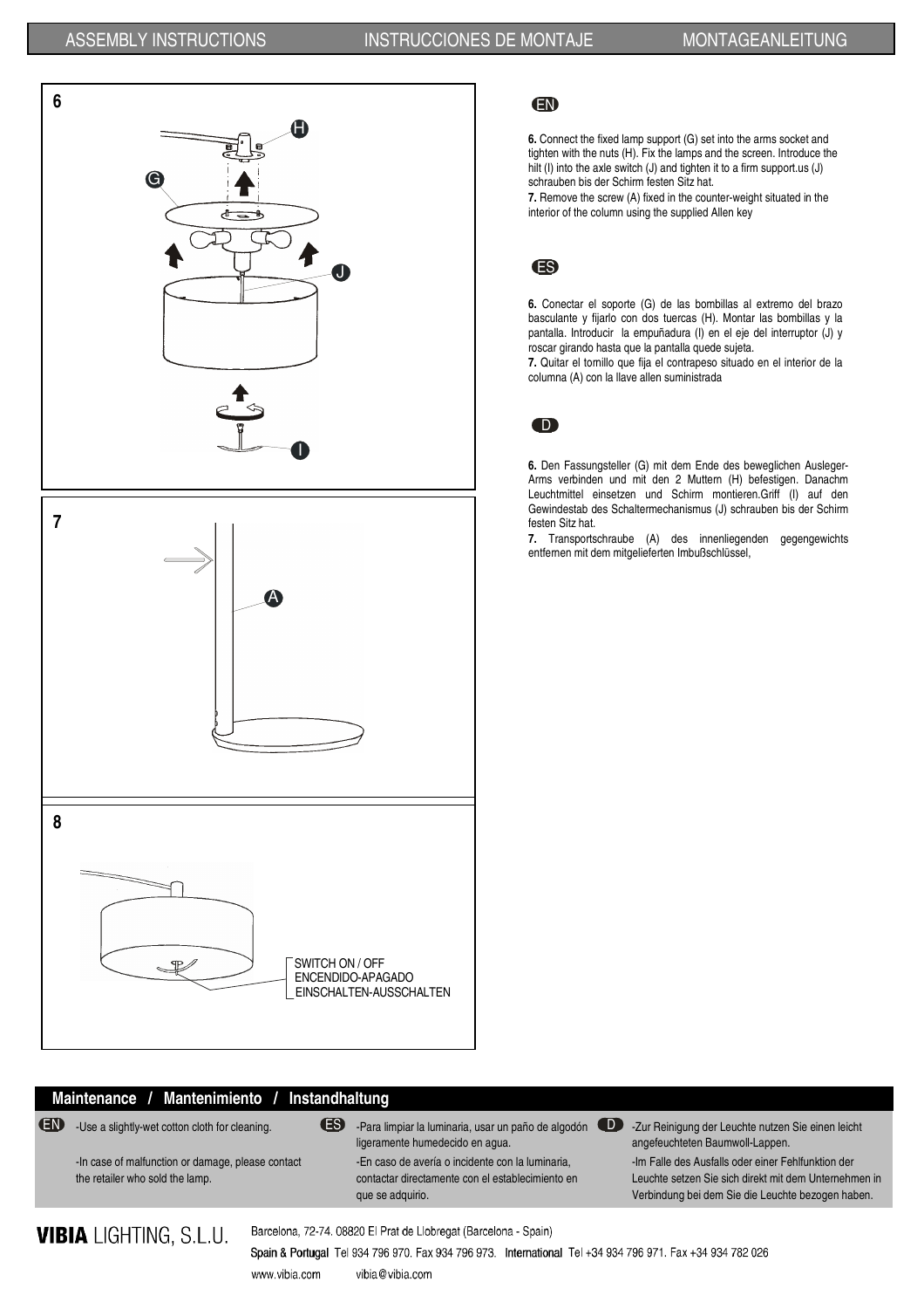ASSEMBLY INSTRUCTIONS — INSTRUCCIONES DE MONTAJE — MONTAGEANLEITUNG

6

H

G

J

I

7

A

8

SWITCH ON / OFF
ENCENDIDO-APAGADO
EINSCHALTEN-AUSSCHALTEN

EN

**6.** Connect the fixed lamp support (G) set into the arms socket and tighten with the nuts (H). Fix the lamps and the screen. Introduce the hilt (I) into the axle switch (J) and tighten it to a firm support.us (J) schrauben bis der Schirm festen Sitz hat.

**7.** Remove the screw (A) fixed in the counter-weight situated in the interior of the column using the supplied Allen key

ES

**6.** Conectar el soporte (G) de las bombillas al extremo del brazo basculante y fijarlo con dos tuercas (H). Montar las bombillas y la pantalla. Introducir la empuñadura (I) en el eje del interruptor (J) y roscar girando hasta que la pantalla quede sujeta.

**7.** Quitar el tornillo que fija el contrapeso situado en el interior de la columna (A) con la llave allen suministrada

D

**6.** Den Fassungsteller (G) mit dem Ende des beweglichen Ausleger-Arms verbinden und mit den 2 Muttern (H) befestigen. Danachm Leuchtmittel einsetzen und Schirm montieren.Griff (I) auf den Gewindestab des Schaltermechanismus (J) schrauben bis der Schirm festen Sitz hat.

**7.** Transportschraube (A) des innenliegenden gegengewichts entfernen mit dem mitgelieferten Imbußschlüssel,

## Maintenance / Mantenimiento / Instandhaltung

EN -Use a slightly-wet cotton cloth for cleaning.

-In case of malfunction or damage, please contact the retailer who sold the lamp.

ES -Para limpiar la luminaria, usar un paño de algodón ligeramente humedecido en agua.

-En caso de avería o incidente con la luminaria, contactar directamente con el establecimiento en que se adquirio.

D -Zur Reinigung der Leuchte nutzen Sie einen leicht angefeuchteten Baumwoll-Lappen.

-Im Falle des Ausfalls oder einer Fehlfunktion der Leuchte setzen Sie sich direkt mit dem Unternehmen in Verbindung bei dem Sie die Leuchte bezogen haben.

**VIBIA** LIGHTING, S.L.U.

Barcelona, 72-74. 08820 El Prat de Llobregat (Barcelona - Spain)

**Spain & Portugal** Tel 934 796 970. Fax 934 796 973. **International** Tel +34 934 796 971. Fax +34 934 782 026

www.vibia.com vibia@vibia.com